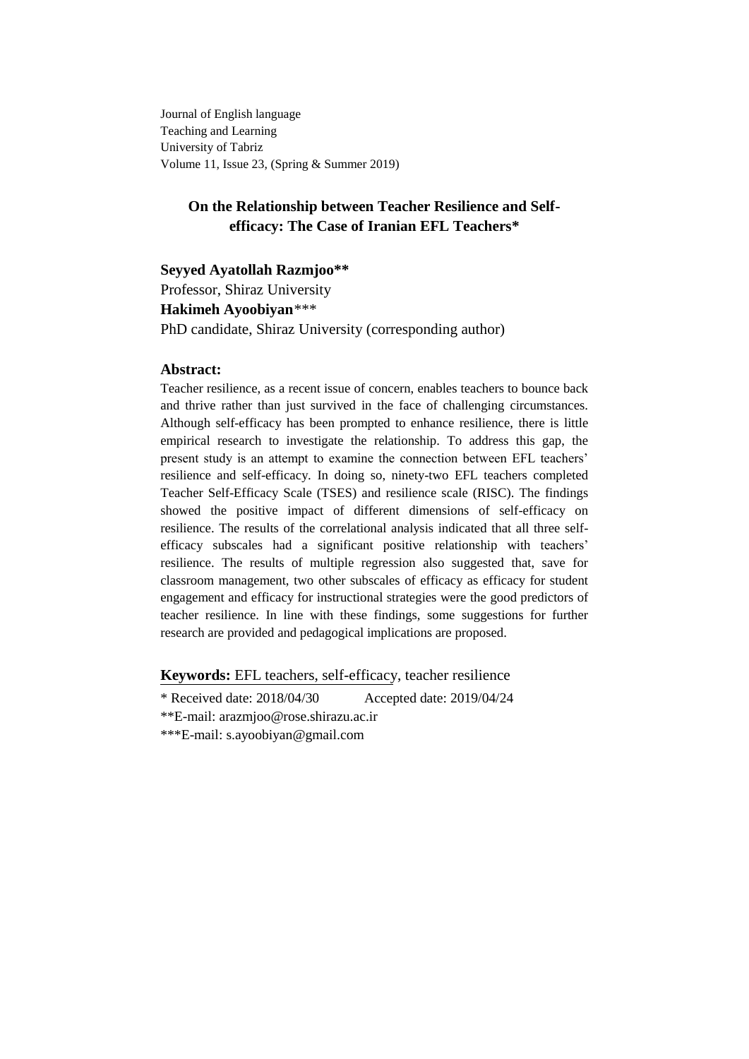Journal of English language
Teaching and Learning
University of Tabriz
Volume 11, Issue 23, (Spring & Summer 2019)

# On the Relationship between Teacher Resilience and Self-efficacy: The Case of Iranian EFL Teachers*

**Seyyed Ayatollah Razmjoo****
Professor, Shiraz University
**Hakimeh Ayoobiyan*****
PhD candidate, Shiraz University (corresponding author)

## Abstract:

Teacher resilience, as a recent issue of concern, enables teachers to bounce back and thrive rather than just survived in the face of challenging circumstances. Although self-efficacy has been prompted to enhance resilience, there is little empirical research to investigate the relationship. To address this gap, the present study is an attempt to examine the connection between EFL teachers' resilience and self-efficacy. In doing so, ninety-two EFL teachers completed Teacher Self-Efficacy Scale (TSES) and resilience scale (RISC). The findings showed the positive impact of different dimensions of self-efficacy on resilience. The results of the correlational analysis indicated that all three self-efficacy subscales had a significant positive relationship with teachers' resilience. The results of multiple regression also suggested that, save for classroom management, two other subscales of efficacy as efficacy for student engagement and efficacy for instructional strategies were the good predictors of teacher resilience. In line with these findings, some suggestions for further research are provided and pedagogical implications are proposed.

**Keywords:** EFL teachers, self-efficacy, teacher resilience

* Received date: 2018/04/30 Accepted date: 2019/04/24

**E-mail: arazmjoo@rose.shirazu.ac.ir

***E-mail: s.ayoobiyan@gmail.com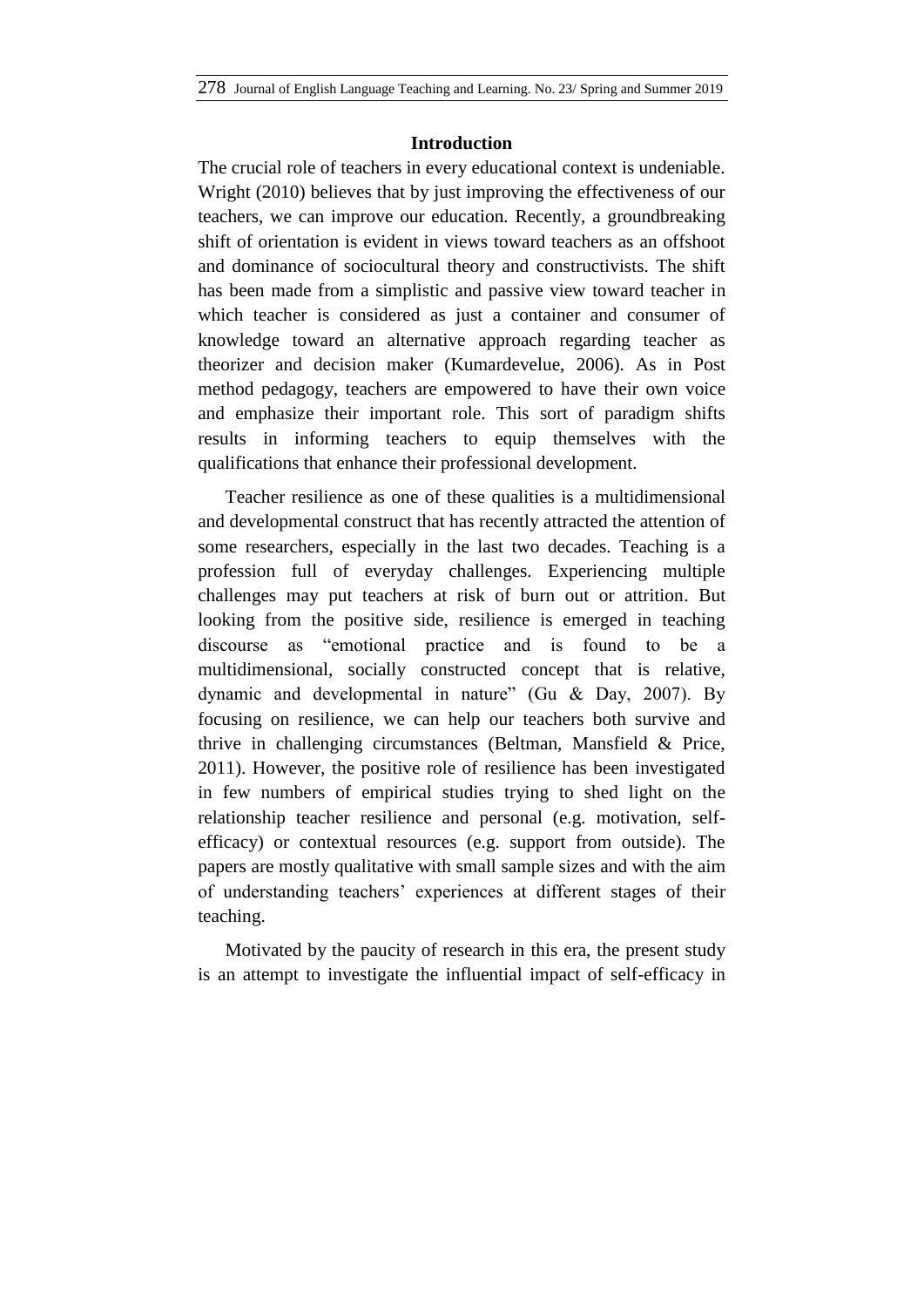## Introduction

The crucial role of teachers in every educational context is undeniable. Wright (2010) believes that by just improving the effectiveness of our teachers, we can improve our education. Recently, a groundbreaking shift of orientation is evident in views toward teachers as an offshoot and dominance of sociocultural theory and constructivists. The shift has been made from a simplistic and passive view toward teacher in which teacher is considered as just a container and consumer of knowledge toward an alternative approach regarding teacher as theorizer and decision maker (Kumardevelue, 2006). As in Post method pedagogy, teachers are empowered to have their own voice and emphasize their important role. This sort of paradigm shifts results in informing teachers to equip themselves with the qualifications that enhance their professional development.

Teacher resilience as one of these qualities is a multidimensional and developmental construct that has recently attracted the attention of some researchers, especially in the last two decades. Teaching is a profession full of everyday challenges. Experiencing multiple challenges may put teachers at risk of burn out or attrition. But looking from the positive side, resilience is emerged in teaching discourse as "emotional practice and is found to be a multidimensional, socially constructed concept that is relative, dynamic and developmental in nature" (Gu & Day, 2007). By focusing on resilience, we can help our teachers both survive and thrive in challenging circumstances (Beltman, Mansfield & Price, 2011). However, the positive role of resilience has been investigated in few numbers of empirical studies trying to shed light on the relationship teacher resilience and personal (e.g. motivation, self-efficacy) or contextual resources (e.g. support from outside). The papers are mostly qualitative with small sample sizes and with the aim of understanding teachers' experiences at different stages of their teaching.

Motivated by the paucity of research in this era, the present study is an attempt to investigate the influential impact of self-efficacy in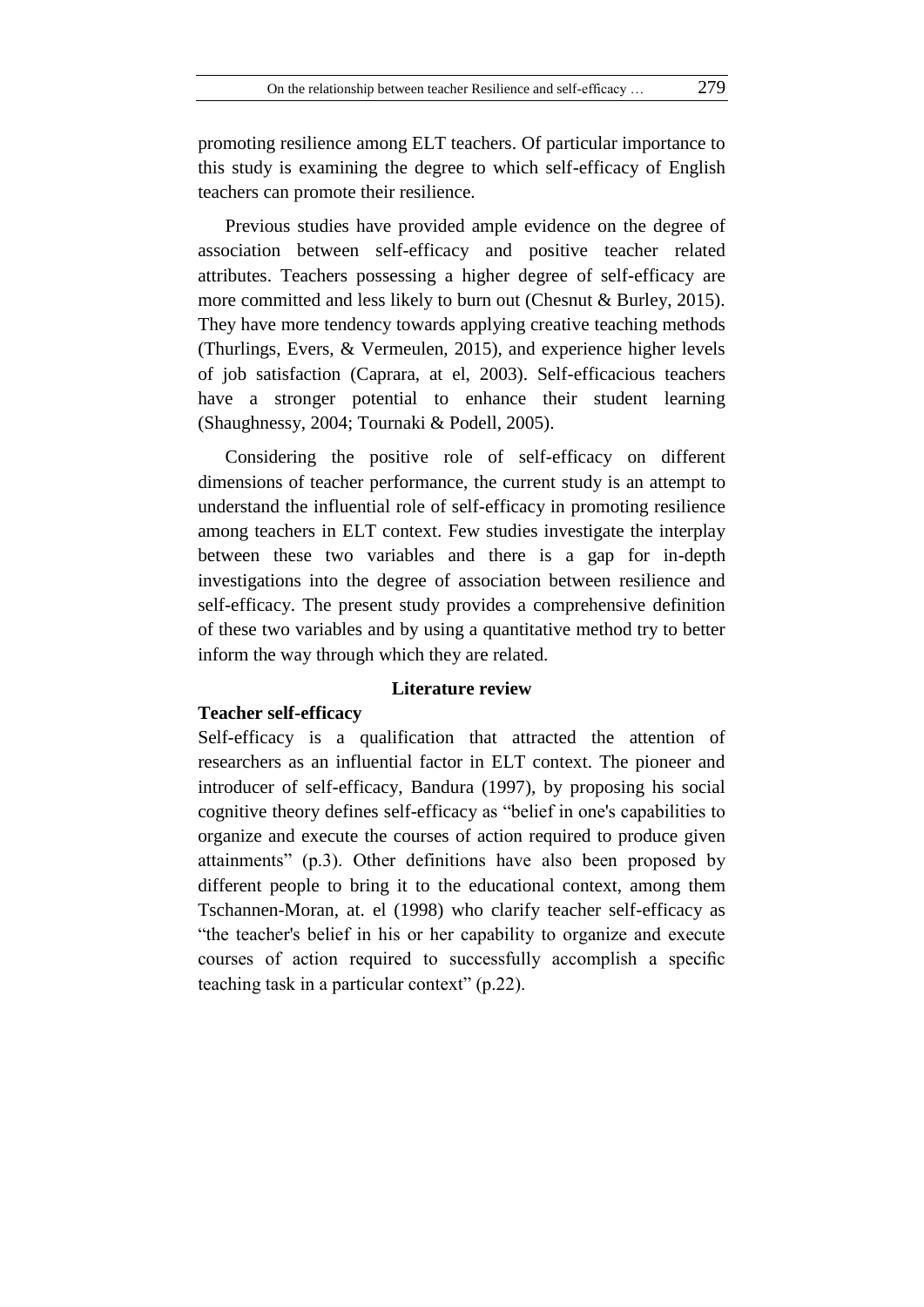promoting resilience among ELT teachers. Of particular importance to this study is examining the degree to which self-efficacy of English teachers can promote their resilience.

Previous studies have provided ample evidence on the degree of association between self-efficacy and positive teacher related attributes. Teachers possessing a higher degree of self-efficacy are more committed and less likely to burn out (Chesnut & Burley, 2015). They have more tendency towards applying creative teaching methods (Thurlings, Evers, & Vermeulen, 2015), and experience higher levels of job satisfaction (Caprara, at el, 2003). Self-efficacious teachers have a stronger potential to enhance their student learning (Shaughnessy, 2004; Tournaki & Podell, 2005).

Considering the positive role of self-efficacy on different dimensions of teacher performance, the current study is an attempt to understand the influential role of self-efficacy in promoting resilience among teachers in ELT context. Few studies investigate the interplay between these two variables and there is a gap for in-depth investigations into the degree of association between resilience and self-efficacy. The present study provides a comprehensive definition of these two variables and by using a quantitative method try to better inform the way through which they are related.

## Literature review

### Teacher self-efficacy

Self-efficacy is a qualification that attracted the attention of researchers as an influential factor in ELT context. The pioneer and introducer of self-efficacy, Bandura (1997), by proposing his social cognitive theory defines self-efficacy as "belief in one's capabilities to organize and execute the courses of action required to produce given attainments" (p.3). Other definitions have also been proposed by different people to bring it to the educational context, among them Tschannen-Moran, at. el (1998) who clarify teacher self-efficacy as "the teacher's belief in his or her capability to organize and execute courses of action required to successfully accomplish a specific teaching task in a particular context" (p.22).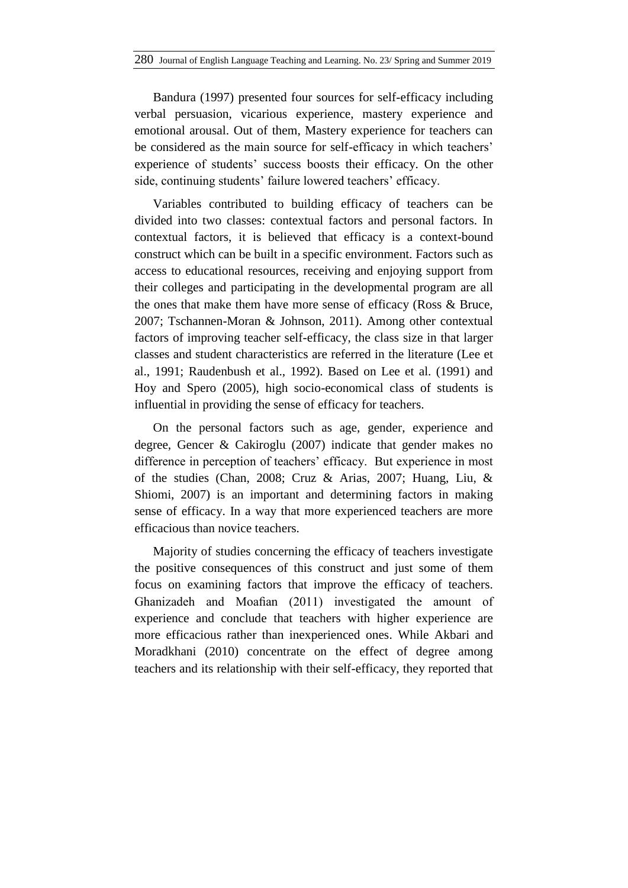Bandura (1997) presented four sources for self-efficacy including verbal persuasion, vicarious experience, mastery experience and emotional arousal. Out of them, Mastery experience for teachers can be considered as the main source for self-efficacy in which teachers' experience of students' success boosts their efficacy. On the other side, continuing students' failure lowered teachers' efficacy.

Variables contributed to building efficacy of teachers can be divided into two classes: contextual factors and personal factors. In contextual factors, it is believed that efficacy is a context-bound construct which can be built in a specific environment. Factors such as access to educational resources, receiving and enjoying support from their colleges and participating in the developmental program are all the ones that make them have more sense of efficacy (Ross & Bruce, 2007; Tschannen-Moran & Johnson, 2011). Among other contextual factors of improving teacher self-efficacy, the class size in that larger classes and student characteristics are referred in the literature (Lee et al., 1991; Raudenbush et al., 1992). Based on Lee et al. (1991) and Hoy and Spero (2005), high socio-economical class of students is influential in providing the sense of efficacy for teachers.

On the personal factors such as age, gender, experience and degree, Gencer & Cakiroglu (2007) indicate that gender makes no difference in perception of teachers' efficacy. But experience in most of the studies (Chan, 2008; Cruz & Arias, 2007; Huang, Liu, & Shiomi, 2007) is an important and determining factors in making sense of efficacy. In a way that more experienced teachers are more efficacious than novice teachers.

Majority of studies concerning the efficacy of teachers investigate the positive consequences of this construct and just some of them focus on examining factors that improve the efficacy of teachers. Ghanizadeh and Moafian (2011) investigated the amount of experience and conclude that teachers with higher experience are more efficacious rather than inexperienced ones. While Akbari and Moradkhani (2010) concentrate on the effect of degree among teachers and its relationship with their self-efficacy, they reported that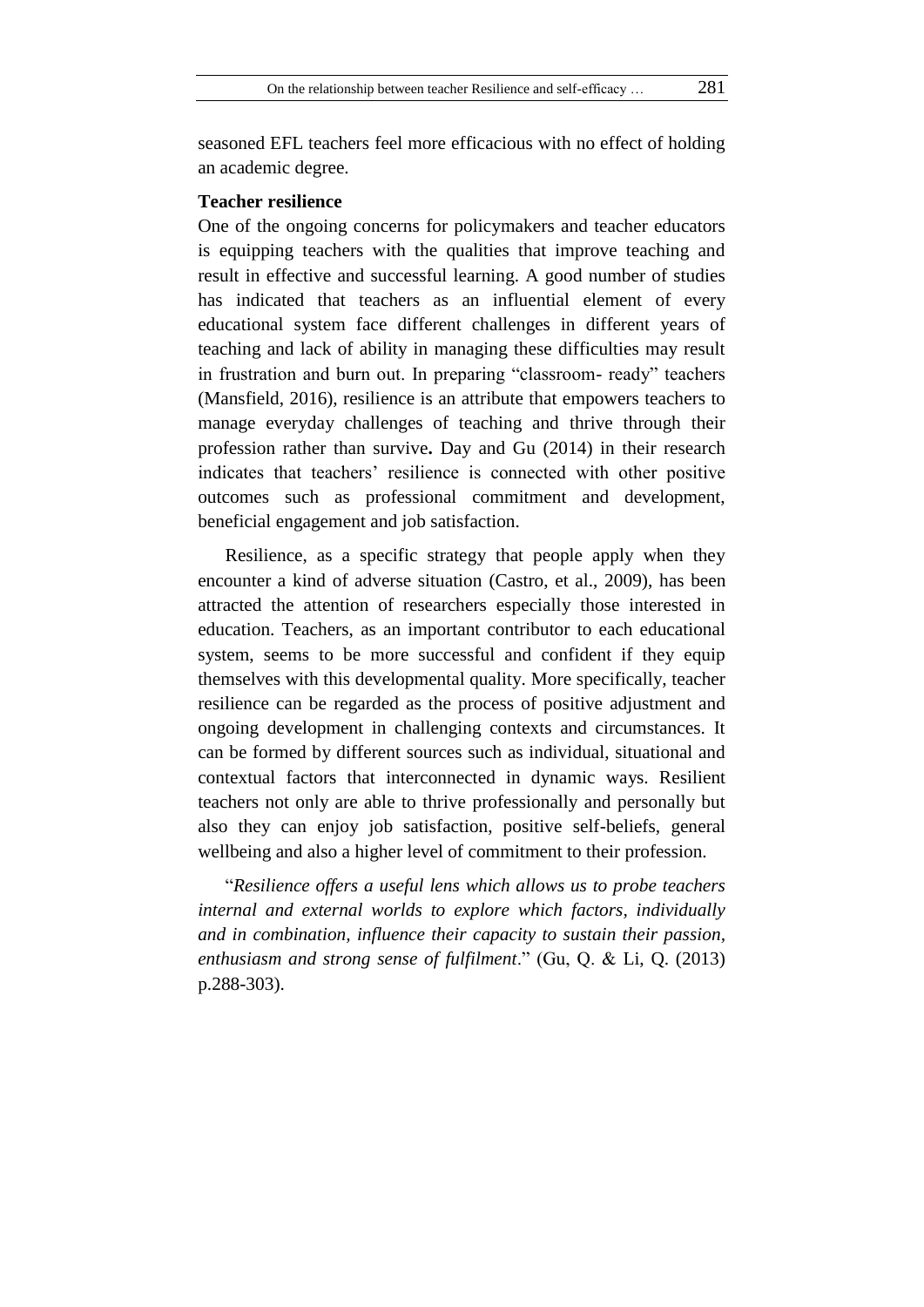seasoned EFL teachers feel more efficacious with no effect of holding an academic degree.

### Teacher resilience

One of the ongoing concerns for policymakers and teacher educators is equipping teachers with the qualities that improve teaching and result in effective and successful learning. A good number of studies has indicated that teachers as an influential element of every educational system face different challenges in different years of teaching and lack of ability in managing these difficulties may result in frustration and burn out. In preparing "classroom- ready" teachers (Mansfield, 2016), resilience is an attribute that empowers teachers to manage everyday challenges of teaching and thrive through their profession rather than survive**.** Day and Gu (2014) in their research indicates that teachers' resilience is connected with other positive outcomes such as professional commitment and development, beneficial engagement and job satisfaction.

Resilience, as a specific strategy that people apply when they encounter a kind of adverse situation (Castro, et al., 2009), has been attracted the attention of researchers especially those interested in education. Teachers, as an important contributor to each educational system, seems to be more successful and confident if they equip themselves with this developmental quality. More specifically, teacher resilience can be regarded as the process of positive adjustment and ongoing development in challenging contexts and circumstances. It can be formed by different sources such as individual, situational and contextual factors that interconnected in dynamic ways. Resilient teachers not only are able to thrive professionally and personally but also they can enjoy job satisfaction, positive self-beliefs, general wellbeing and also a higher level of commitment to their profession.

"*Resilience offers a useful lens which allows us to probe teachers internal and external worlds to explore which factors, individually and in combination, influence their capacity to sustain their passion, enthusiasm and strong sense of fulfilment*." (Gu, Q. & Li, Q. (2013) p.288-303).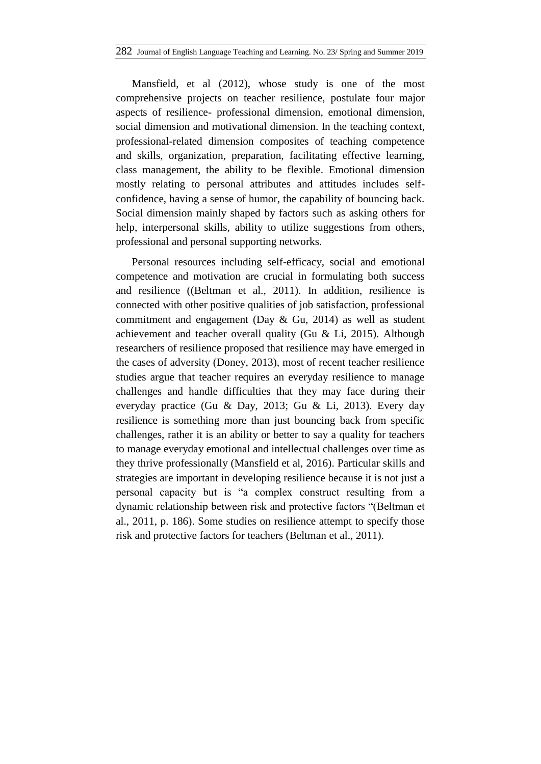Mansfield, et al (2012), whose study is one of the most comprehensive projects on teacher resilience, postulate four major aspects of resilience- professional dimension, emotional dimension, social dimension and motivational dimension. In the teaching context, professional-related dimension composites of teaching competence and skills, organization, preparation, facilitating effective learning, class management, the ability to be flexible. Emotional dimension mostly relating to personal attributes and attitudes includes self-confidence, having a sense of humor, the capability of bouncing back. Social dimension mainly shaped by factors such as asking others for help, interpersonal skills, ability to utilize suggestions from others, professional and personal supporting networks.

Personal resources including self-efficacy, social and emotional competence and motivation are crucial in formulating both success and resilience ((Beltman et al., 2011). In addition, resilience is connected with other positive qualities of job satisfaction, professional commitment and engagement (Day & Gu, 2014) as well as student achievement and teacher overall quality (Gu & Li, 2015). Although researchers of resilience proposed that resilience may have emerged in the cases of adversity (Doney, 2013), most of recent teacher resilience studies argue that teacher requires an everyday resilience to manage challenges and handle difficulties that they may face during their everyday practice (Gu & Day, 2013; Gu & Li, 2013). Every day resilience is something more than just bouncing back from specific challenges, rather it is an ability or better to say a quality for teachers to manage everyday emotional and intellectual challenges over time as they thrive professionally (Mansfield et al, 2016). Particular skills and strategies are important in developing resilience because it is not just a personal capacity but is "a complex construct resulting from a dynamic relationship between risk and protective factors "(Beltman et al., 2011, p. 186). Some studies on resilience attempt to specify those risk and protective factors for teachers (Beltman et al., 2011).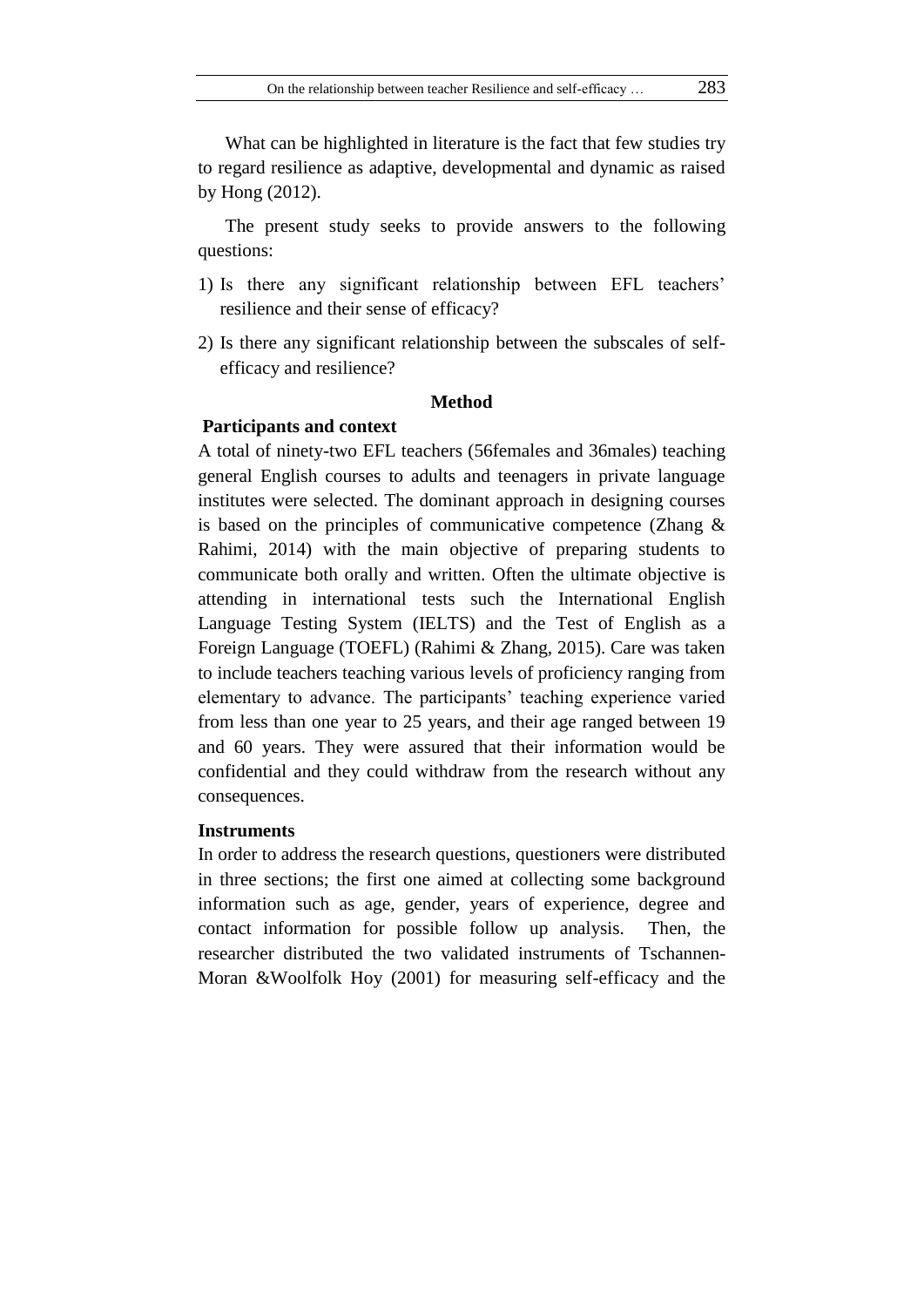What can be highlighted in literature is the fact that few studies try to regard resilience as adaptive, developmental and dynamic as raised by Hong (2012).

The present study seeks to provide answers to the following questions:

1) Is there any significant relationship between EFL teachers' resilience and their sense of efficacy?
2) Is there any significant relationship between the subscales of self-efficacy and resilience?

## Method

### Participants and context

A total of ninety-two EFL teachers (56females and 36males) teaching general English courses to adults and teenagers in private language institutes were selected. The dominant approach in designing courses is based on the principles of communicative competence (Zhang & Rahimi, 2014) with the main objective of preparing students to communicate both orally and written. Often the ultimate objective is attending in international tests such the International English Language Testing System (IELTS) and the Test of English as a Foreign Language (TOEFL) (Rahimi & Zhang, 2015). Care was taken to include teachers teaching various levels of proficiency ranging from elementary to advance. The participants' teaching experience varied from less than one year to 25 years, and their age ranged between 19 and 60 years. They were assured that their information would be confidential and they could withdraw from the research without any consequences.

### Instruments

In order to address the research questions, questioners were distributed in three sections; the first one aimed at collecting some background information such as age, gender, years of experience, degree and contact information for possible follow up analysis. Then, the researcher distributed the two validated instruments of Tschannen-Moran &Woolfolk Hoy (2001) for measuring self-efficacy and the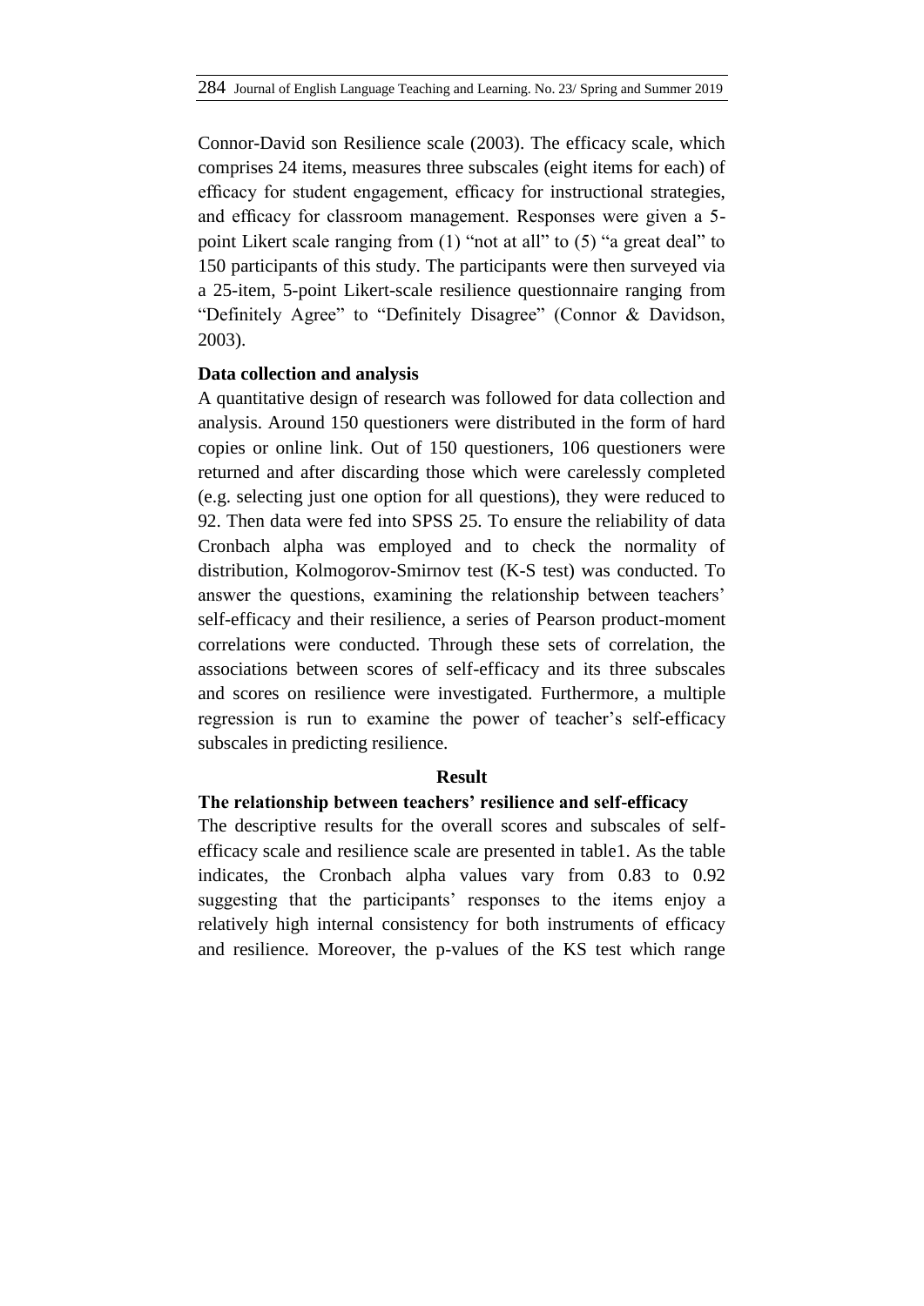Connor-David son Resilience scale (2003). The efficacy scale, which comprises 24 items, measures three subscales (eight items for each) of efficacy for student engagement, efficacy for instructional strategies, and efficacy for classroom management. Responses were given a 5-point Likert scale ranging from (1) "not at all" to (5) "a great deal" to 150 participants of this study. The participants were then surveyed via a 25-item, 5-point Likert-scale resilience questionnaire ranging from "Definitely Agree" to "Definitely Disagree" (Connor & Davidson, 2003).

**Data collection and analysis**

A quantitative design of research was followed for data collection and analysis. Around 150 questioners were distributed in the form of hard copies or online link. Out of 150 questioners, 106 questioners were returned and after discarding those which were carelessly completed (e.g. selecting just one option for all questions), they were reduced to 92. Then data were fed into SPSS 25. To ensure the reliability of data Cronbach alpha was employed and to check the normality of distribution, Kolmogorov-Smirnov test (K-S test) was conducted. To answer the questions, examining the relationship between teachers' self-efficacy and their resilience, a series of Pearson product-moment correlations were conducted. Through these sets of correlation, the associations between scores of self-efficacy and its three subscales and scores on resilience were investigated. Furthermore, a multiple regression is run to examine the power of teacher's self-efficacy subscales in predicting resilience.

## Result

**The relationship between teachers' resilience and self-efficacy**

The descriptive results for the overall scores and subscales of self-efficacy scale and resilience scale are presented in table1. As the table indicates, the Cronbach alpha values vary from 0.83 to 0.92 suggesting that the participants' responses to the items enjoy a relatively high internal consistency for both instruments of efficacy and resilience. Moreover, the p-values of the KS test which range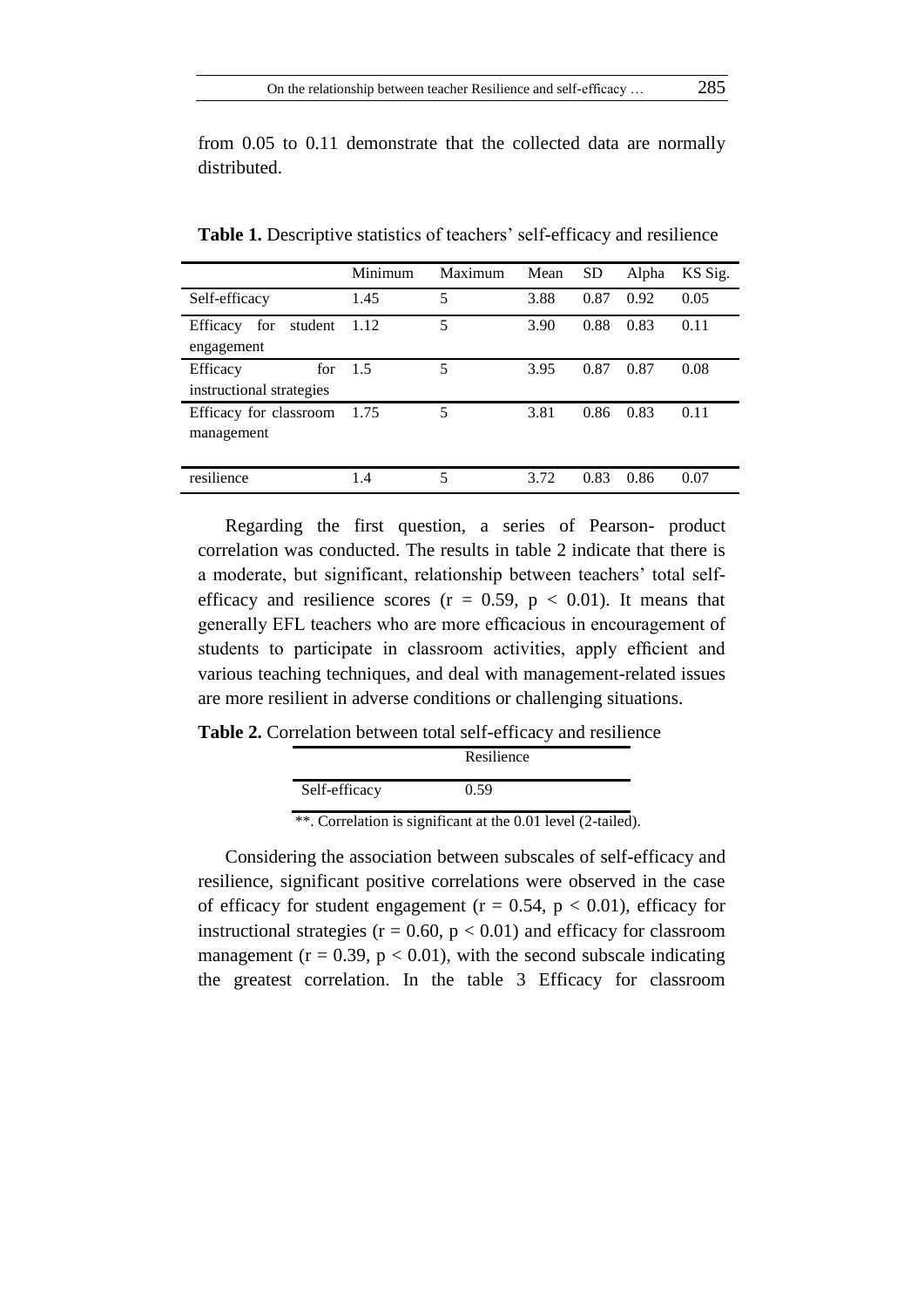from 0.05 to 0.11 demonstrate that the collected data are normally distributed.

**Table 1.** Descriptive statistics of teachers' self-efficacy and resilience

| | Minimum | Maximum | Mean | SD | Alpha | KS Sig. |
|---|---|---|---|---|---|---|
| Self-efficacy | 1.45 | 5 | 3.88 | 0.87 | 0.92 | 0.05 |
| Efficacy for student engagement | 1.12 | 5 | 3.90 | 0.88 | 0.83 | 0.11 |
| Efficacy for instructional strategies | 1.5 | 5 | 3.95 | 0.87 | 0.87 | 0.08 |
| Efficacy for classroom management | 1.75 | 5 | 3.81 | 0.86 | 0.83 | 0.11 |
| resilience | 1.4 | 5 | 3.72 | 0.83 | 0.86 | 0.07 |

Regarding the first question, a series of Pearson- product correlation was conducted. The results in table 2 indicate that there is a moderate, but significant, relationship between teachers' total self-efficacy and resilience scores ($r = 0.59$, $p < 0.01$). It means that generally EFL teachers who are more efficacious in encouragement of students to participate in classroom activities, apply efficient and various teaching techniques, and deal with management-related issues are more resilient in adverse conditions or challenging situations.

**Table 2.** Correlation between total self-efficacy and resilience

| | Resilience |
|---|---|
| Self-efficacy | 0.59 |

**. Correlation is significant at the 0.01 level (2-tailed).

Considering the association between subscales of self-efficacy and resilience, significant positive correlations were observed in the case of efficacy for student engagement ($r = 0.54$, $p < 0.01$), efficacy for instructional strategies ($r = 0.60$, $p < 0.01$) and efficacy for classroom management ($r = 0.39$, $p < 0.01$), with the second subscale indicating the greatest correlation. In the table 3 Efficacy for classroom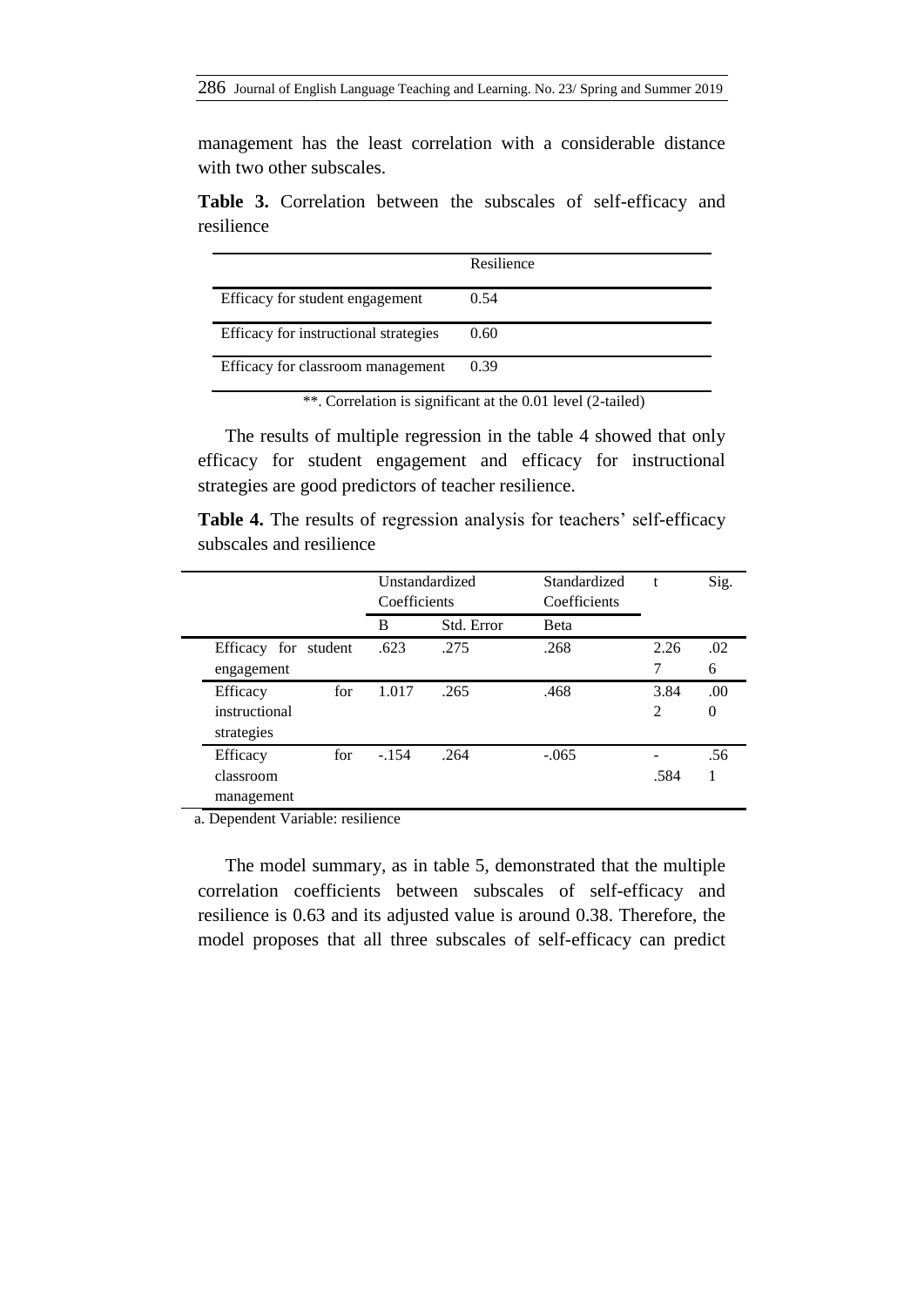management has the least correlation with a considerable distance with two other subscales.

**Table 3.** Correlation between the subscales of self-efficacy and resilience

| | Resilience |
|---|---|
| Efficacy for student engagement | 0.54 |
| Efficacy for instructional strategies | 0.60 |
| Efficacy for classroom management | 0.39 |

**. Correlation is significant at the 0.01 level (2-tailed)

The results of multiple regression in the table 4 showed that only efficacy for student engagement and efficacy for instructional strategies are good predictors of teacher resilience.

**Table 4.** The results of regression analysis for teachers' self-efficacy subscales and resilience

| | Unstandardized Coefficients | | Standardized Coefficients | t | Sig. |
|---|---|---|---|---|---|
| | B | Std. Error | Beta | | |
| Efficacy for student engagement | .623 | .275 | .268 | 2.267 | .026 |
| Efficacy for instructional strategies | 1.017 | .265 | .468 | 3.842 | .000 |
| Efficacy for classroom management | -.154 | .264 | -.065 | -.584 | .561 |

a. Dependent Variable: resilience

The model summary, as in table 5, demonstrated that the multiple correlation coefficients between subscales of self-efficacy and resilience is 0.63 and its adjusted value is around 0.38. Therefore, the model proposes that all three subscales of self-efficacy can predict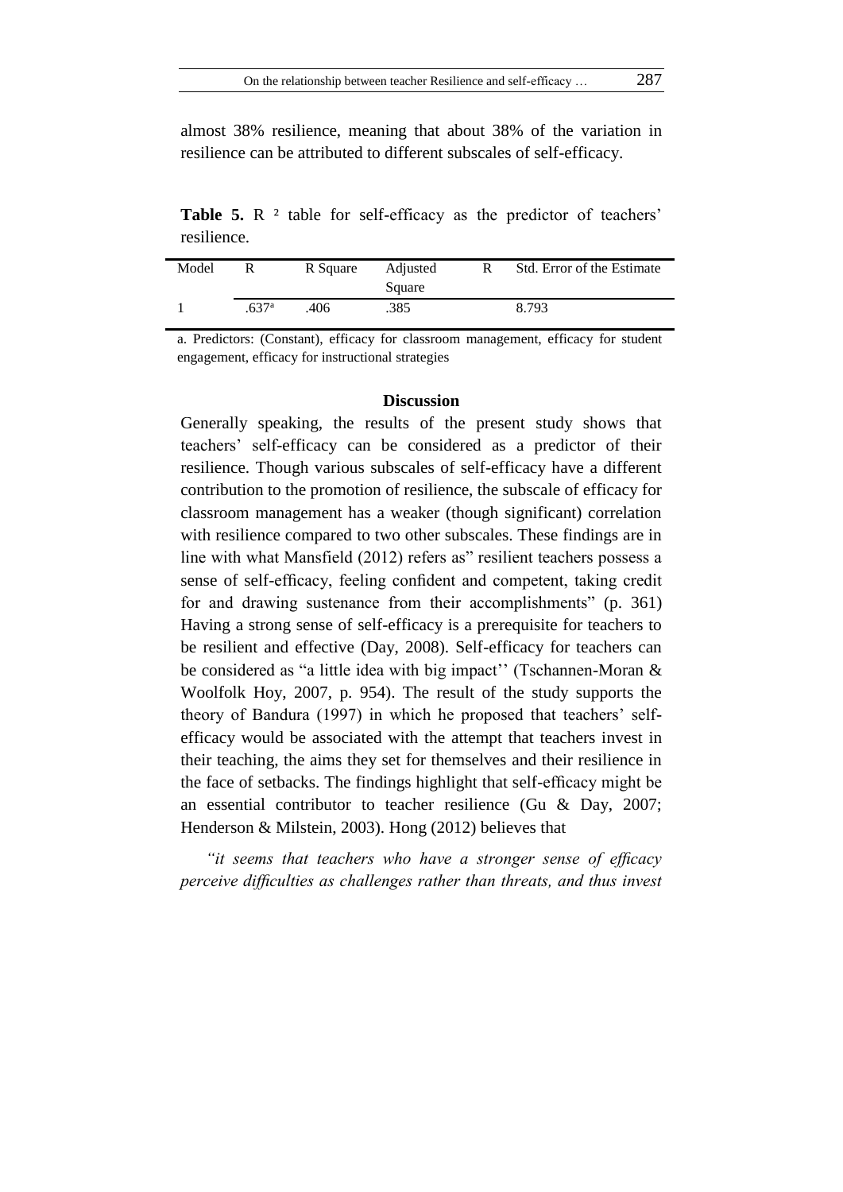almost 38% resilience, meaning that about 38% of the variation in resilience can be attributed to different subscales of self-efficacy.

**Table 5.** $R^2$ table for self-efficacy as the predictor of teachers' resilience.

| Model | R | R Square | Adjusted R Square | Std. Error of the Estimate |
|---|---|---|---|---|
| 1 | .637[a] | .406 | .385 | 8.793 |

a. Predictors: (Constant), efficacy for classroom management, efficacy for student engagement, efficacy for instructional strategies

## Discussion

Generally speaking, the results of the present study shows that teachers' self-efficacy can be considered as a predictor of their resilience. Though various subscales of self-efficacy have a different contribution to the promotion of resilience, the subscale of efficacy for classroom management has a weaker (though significant) correlation with resilience compared to two other subscales. These findings are in line with what Mansfield (2012) refers as" resilient teachers possess a sense of self-efficacy, feeling confident and competent, taking credit for and drawing sustenance from their accomplishments" (p. 361) Having a strong sense of self-efficacy is a prerequisite for teachers to be resilient and effective (Day, 2008). Self-efficacy for teachers can be considered as "a little idea with big impact'' (Tschannen-Moran & Woolfolk Hoy, 2007, p. 954). The result of the study supports the theory of Bandura (1997) in which he proposed that teachers' self-efficacy would be associated with the attempt that teachers invest in their teaching, the aims they set for themselves and their resilience in the face of setbacks. The findings highlight that self-efficacy might be an essential contributor to teacher resilience (Gu & Day, 2007; Henderson & Milstein, 2003). Hong (2012) believes that

*"it seems that teachers who have a stronger sense of efficacy perceive difficulties as challenges rather than threats, and thus invest*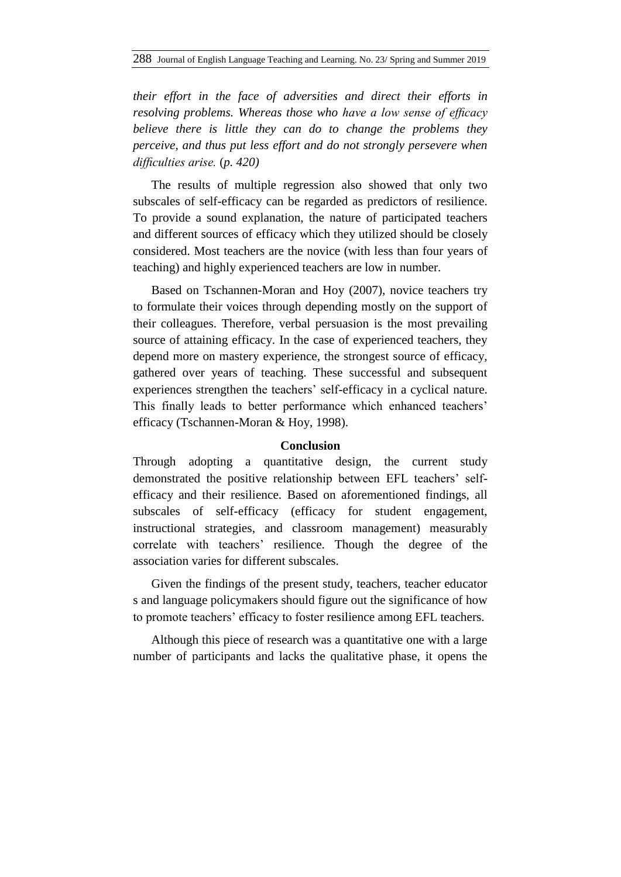*their effort in the face of adversities and direct their efforts in resolving problems. Whereas those who have a low sense of efficacy believe there is little they can do to change the problems they perceive, and thus put less effort and do not strongly persevere when difficulties arise.* (*p. 420)*

The results of multiple regression also showed that only two subscales of self-efficacy can be regarded as predictors of resilience. To provide a sound explanation, the nature of participated teachers and different sources of efficacy which they utilized should be closely considered. Most teachers are the novice (with less than four years of teaching) and highly experienced teachers are low in number.

Based on Tschannen-Moran and Hoy (2007), novice teachers try to formulate their voices through depending mostly on the support of their colleagues. Therefore, verbal persuasion is the most prevailing source of attaining efficacy. In the case of experienced teachers, they depend more on mastery experience, the strongest source of efficacy, gathered over years of teaching. These successful and subsequent experiences strengthen the teachers' self-efficacy in a cyclical nature. This finally leads to better performance which enhanced teachers' efficacy (Tschannen-Moran & Hoy, 1998).

## Conclusion

Through adopting a quantitative design, the current study demonstrated the positive relationship between EFL teachers' self-efficacy and their resilience. Based on aforementioned findings, all subscales of self-efficacy (efficacy for student engagement, instructional strategies, and classroom management) measurably correlate with teachers' resilience. Though the degree of the association varies for different subscales.

Given the findings of the present study, teachers, teacher educator s and language policymakers should figure out the significance of how to promote teachers' efficacy to foster resilience among EFL teachers.

Although this piece of research was a quantitative one with a large number of participants and lacks the qualitative phase, it opens the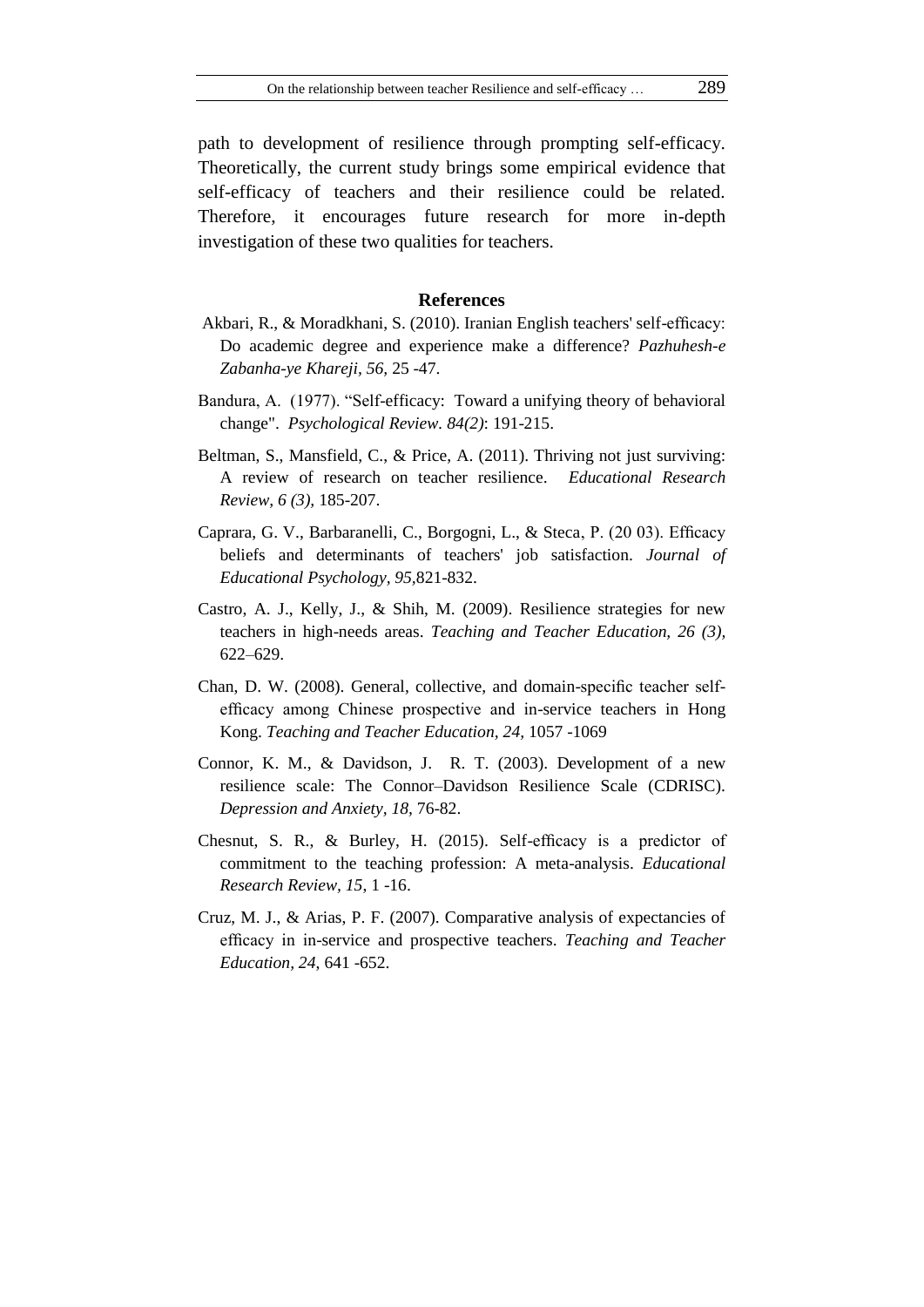path to development of resilience through prompting self-efficacy. Theoretically, the current study brings some empirical evidence that self-efficacy of teachers and their resilience could be related. Therefore, it encourages future research for more in-depth investigation of these two qualities for teachers.

## References

Akbari, R., & Moradkhani, S. (2010). Iranian English teachers' self-efficacy: Do academic degree and experience make a difference? *Pazhuhesh-e Zabanha-ye Khareji, 56,* 25 -47.

Bandura, A. (1977). "Self-efficacy: Toward a unifying theory of behavioral change". *Psychological Review. 84(2)*: 191-215.

Beltman, S., Mansfield, C., & Price, A. (2011). Thriving not just surviving: A review of research on teacher resilience. *Educational Research Review, 6 (3),* 185-207.

Caprara, G. V., Barbaranelli, C., Borgogni, L., & Steca, P. (20 03). Efficacy beliefs and determinants of teachers' job satisfaction. *Journal of Educational Psychology, 95,*821-832.

Castro, A. J., Kelly, J., & Shih, M. (2009). Resilience strategies for new teachers in high-needs areas. *Teaching and Teacher Education, 26 (3),* 622–629.

Chan, D. W. (2008). General, collective, and domain-specific teacher self-efficacy among Chinese prospective and in-service teachers in Hong Kong. *Teaching and Teacher Education, 24,* 1057 -1069

Connor, K. M., & Davidson, J. R. T. (2003). Development of a new resilience scale: The Connor–Davidson Resilience Scale (CDRISC). *Depression and Anxiety, 18,* 76-82.

Chesnut, S. R., & Burley, H. (2015). Self-efficacy is a predictor of commitment to the teaching profession: A meta-analysis. *Educational Research Review, 15*, 1 -16.

Cruz, M. J., & Arias, P. F. (2007). Comparative analysis of expectancies of efficacy in in-service and prospective teachers. *Teaching and Teacher Education, 24,* 641 -652.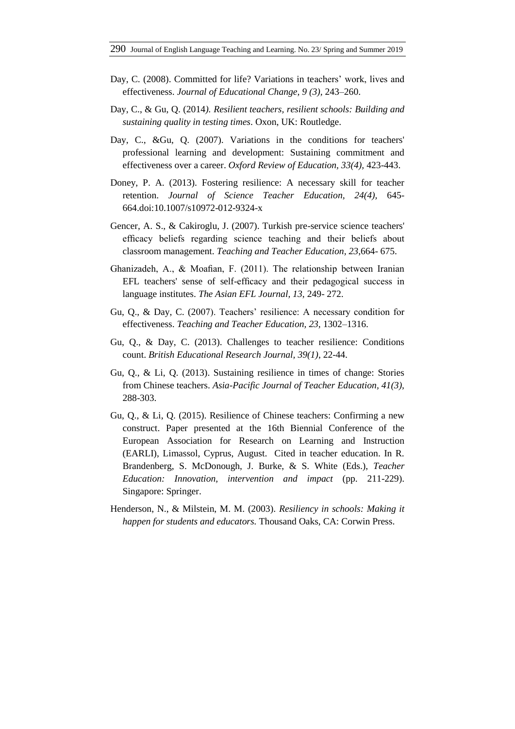Day, C. (2008). Committed for life? Variations in teachers' work, lives and effectiveness. *Journal of Educational Change, 9 (3),* 243–260.

Day, C., & Gu, Q. (2014*). Resilient teachers, resilient schools: Building and sustaining quality in testing times*. Oxon, UK: Routledge.

Day, C., &Gu, Q. (2007). Variations in the conditions for teachers' professional learning and development: Sustaining commitment and effectiveness over a career. *Oxford Review of Education, 33(4),* 423-443.

Doney, P. A. (2013). Fostering resilience: A necessary skill for teacher retention. *Journal of Science Teacher Education, 24(4),* 645-664.doi:10.1007/s10972-012-9324-x

Gencer, A. S., & Cakiroglu, J. (2007). Turkish pre-service science teachers' efficacy beliefs regarding science teaching and their beliefs about classroom management. *Teaching and Teacher Education*, *23*,664- 675.

Ghanizadeh, A., & Moafian, F. (2011). The relationship between Iranian EFL teachers' sense of self-efficacy and their pedagogical success in language institutes. *The Asian EFL Journal, 13*, 249- 272.

Gu, Q., & Day, C. (2007). Teachers' resilience: A necessary condition for effectiveness. *Teaching and Teacher Education, 23,* 1302–1316.

Gu, Q., & Day, C. (2013). Challenges to teacher resilience: Conditions count. *British Educational Research Journal, 39(1)*, 22-44.

Gu, Q., & Li, Q. (2013). Sustaining resilience in times of change: Stories from Chinese teachers. *Asia-Pacific Journal of Teacher Education, 41(3),* 288-303.

Gu, Q., & Li, Q. (2015). Resilience of Chinese teachers: Confirming a new construct. Paper presented at the 16th Biennial Conference of the European Association for Research on Learning and Instruction (EARLI), Limassol, Cyprus, August. Cited in teacher education. In R. Brandenberg, S. McDonough, J. Burke, & S. White (Eds.), *Teacher Education: Innovation, intervention and impact* (pp. 211-229). Singapore: Springer.

Henderson, N., & Milstein, M. M. (2003). *Resiliency in schools: Making it happen for students and educators.* Thousand Oaks, CA: Corwin Press.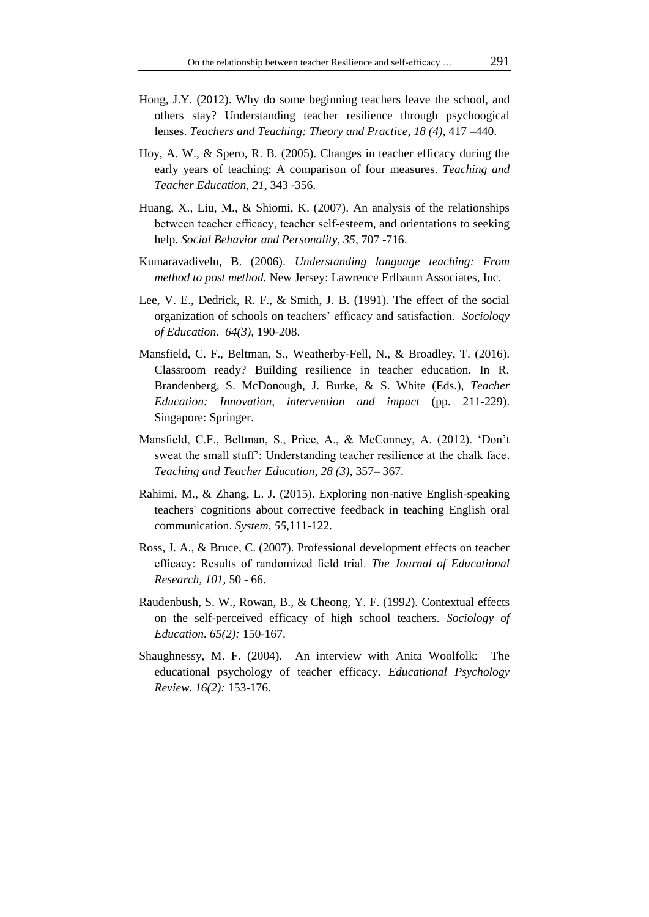Hong, J.Y. (2012). Why do some beginning teachers leave the school, and others stay? Understanding teacher resilience through psychoogical lenses. *Teachers and Teaching: Theory and Practice, 18 (4),* 417 –440.

Hoy, A. W., & Spero, R. B. (2005). Changes in teacher efficacy during the early years of teaching: A comparison of four measures. *Teaching and Teacher Education, 21*, 343 -356.

Huang, X., Liu, M., & Shiomi, K. (2007). An analysis of the relationships between teacher efficacy, teacher self-esteem, and orientations to seeking help. *Social Behavior and Personality, 35*, 707 -716.

Kumaravadivelu, B. (2006). *Understanding language teaching: From method to post method.* New Jersey: Lawrence Erlbaum Associates, Inc.

Lee, V. E., Dedrick, R. F., & Smith, J. B. (1991). The effect of the social organization of schools on teachers' efficacy and satisfaction. *Sociology of Education. 64(3),* 190-208.

Mansfield, C. F., Beltman, S., Weatherby-Fell, N., & Broadley, T. (2016). Classroom ready? Building resilience in teacher education. In R. Brandenberg, S. McDonough, J. Burke, & S. White (Eds.), *Teacher Education: Innovation, intervention and impact* (pp. 211-229). Singapore: Springer.

Mansfield, C.F., Beltman, S., Price, A., & McConney, A. (2012). 'Don't sweat the small stuff': Understanding teacher resilience at the chalk face. *Teaching and Teacher Education, 28 (3),* 357– 367.

Rahimi, M., & Zhang, L. J. (2015). Exploring non-native English-speaking teachers' cognitions about corrective feedback in teaching English oral communication. *System, 55,*111-122.

Ross, J. A., & Bruce, C. (2007). Professional development effects on teacher efficacy: Results of randomized field trial. *The Journal of Educational Research, 101,* 50 - 66.

Raudenbush, S. W., Rowan, B., & Cheong, Y. F. (1992). Contextual effects on the self-perceived efficacy of high school teachers. *Sociology of Education. 65(2):* 150-167.

Shaughnessy, M. F. (2004). An interview with Anita Woolfolk: The educational psychology of teacher efficacy. *Educational Psychology Review. 16(2):* 153-176.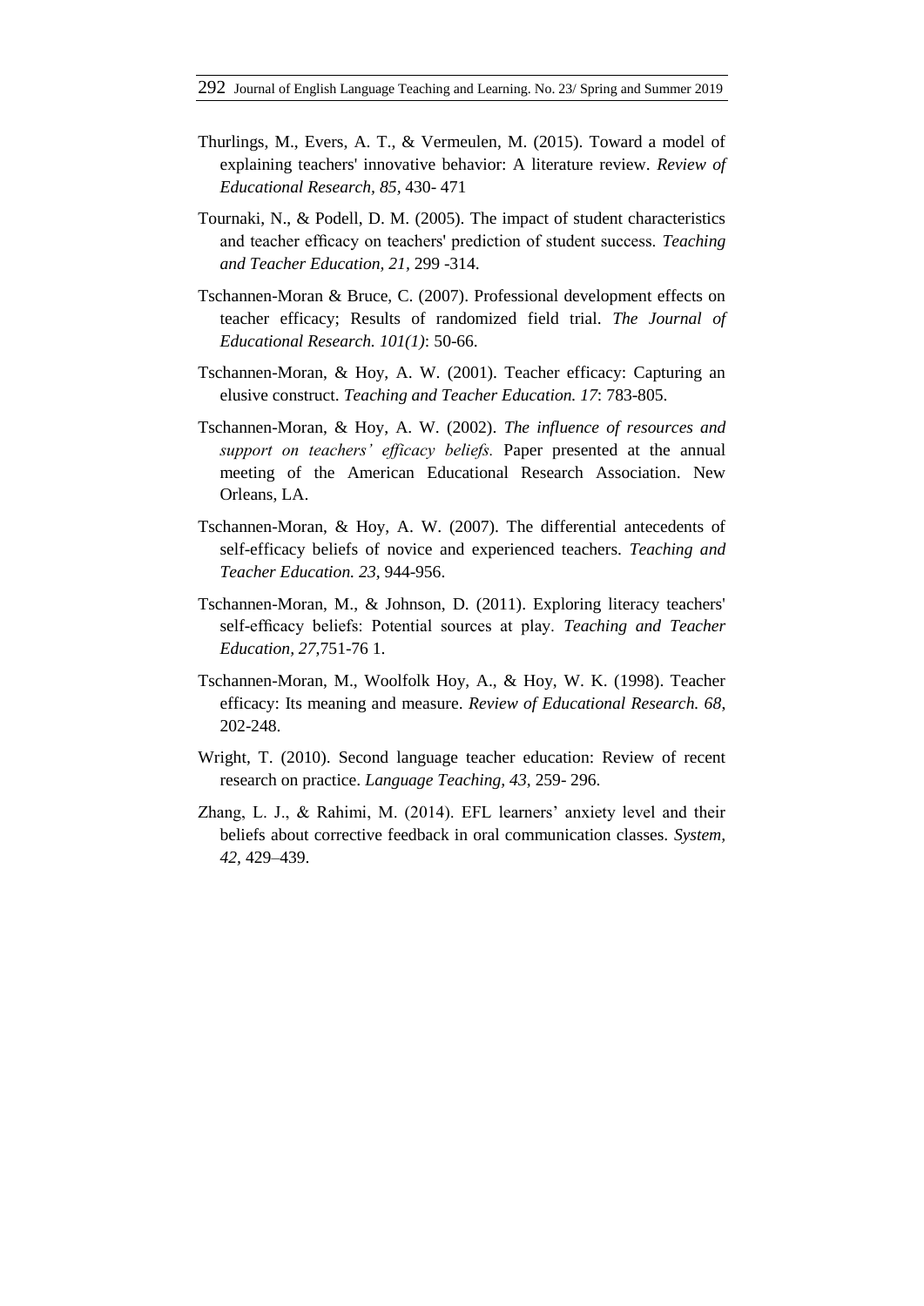Thurlings, M., Evers, A. T., & Vermeulen, M. (2015). Toward a model of explaining teachers' innovative behavior: A literature review. *Review of Educational Research, 85*, 430- 471

Tournaki, N., & Podell, D. M. (2005). The impact of student characteristics and teacher efficacy on teachers' prediction of student success. *Teaching and Teacher Education, 21*, 299 -314.

Tschannen-Moran & Bruce, C. (2007). Professional development effects on teacher efficacy; Results of randomized field trial. *The Journal of Educational Research. 101(1)*: 50-66.

Tschannen-Moran, & Hoy, A. W. (2001). Teacher efficacy: Capturing an elusive construct. *Teaching and Teacher Education. 17*: 783-805.

Tschannen-Moran, & Hoy, A. W. (2002). *The influence of resources and support on teachers' efficacy beliefs.* Paper presented at the annual meeting of the American Educational Research Association. New Orleans, LA.

Tschannen-Moran, & Hoy, A. W. (2007). The differential antecedents of self-efficacy beliefs of novice and experienced teachers. *Teaching and Teacher Education. 23,* 944-956.

Tschannen-Moran, M., & Johnson, D. (2011). Exploring literacy teachers' self-efficacy beliefs: Potential sources at play. *Teaching and Teacher Education, 27*,751-76 1.

Tschannen-Moran, M., Woolfolk Hoy, A., & Hoy, W. K. (1998). Teacher efficacy: Its meaning and measure. *Review of Educational Research. 68*, 202-248.

Wright, T. (2010). Second language teacher education: Review of recent research on practice. *Language Teaching, 43*, 259- 296.

Zhang, L. J., & Rahimi, M. (2014). EFL learners' anxiety level and their beliefs about corrective feedback in oral communication classes. *System, 42,* 429–439.